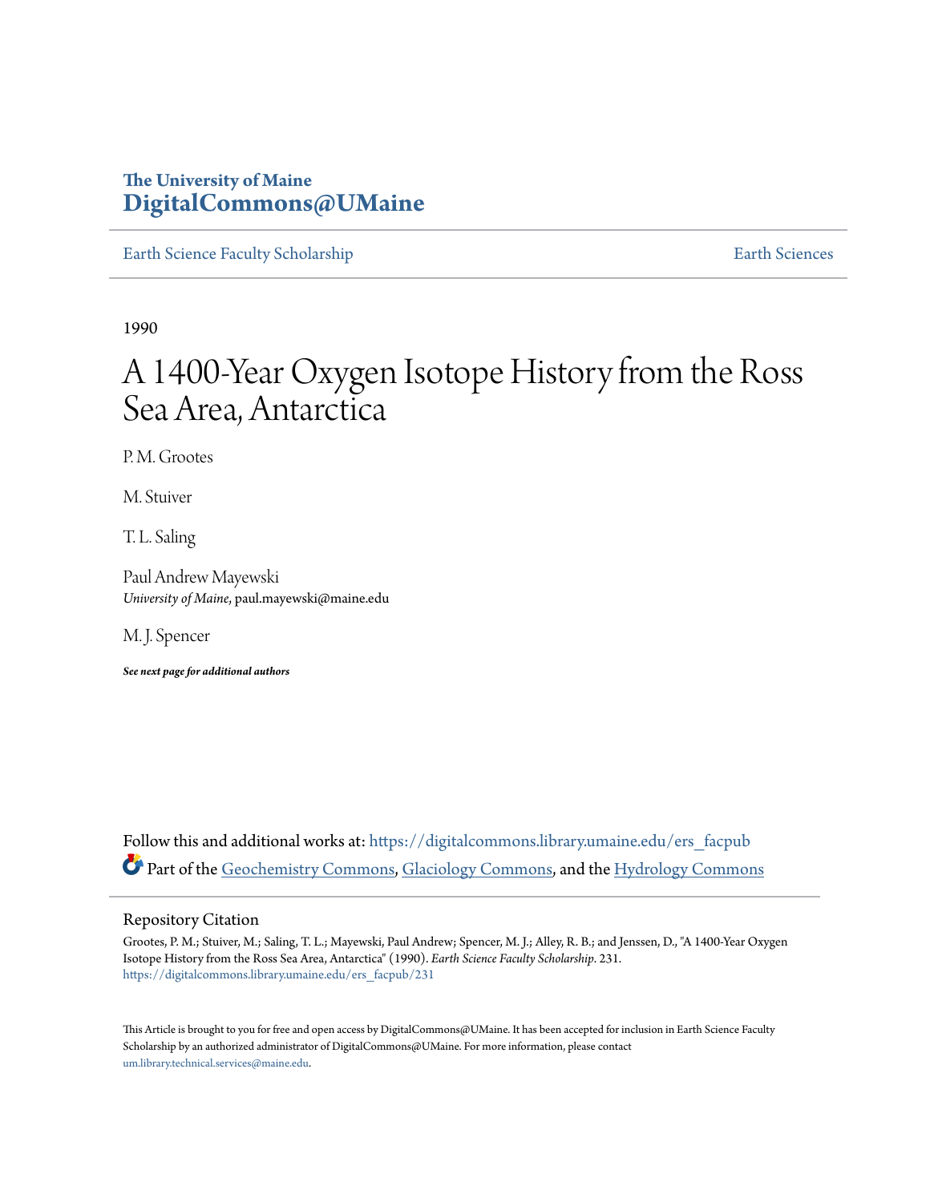The University of Maine
**DigitalCommons@UMaine**

Earth Science Faculty Scholarship | Earth Sciences

1990

# A 1400-Year Oxygen Isotope History from the Ross Sea Area, Antarctica

P. M. Grootes

M. Stuiver

T. L. Saling

Paul Andrew Mayewski
*University of Maine*, paul.mayewski@maine.edu

M. J. Spencer

***See next page for additional authors***

Follow this and additional works at: https://digitalcommons.library.umaine.edu/ers_facpub

Part of the Geochemistry Commons, Glaciology Commons, and the Hydrology Commons

## Repository Citation

Grootes, P. M.; Stuiver, M.; Saling, T. L.; Mayewski, Paul Andrew; Spencer, M. J.; Alley, R. B.; and Jenssen, D., "A 1400-Year Oxygen Isotope History from the Ross Sea Area, Antarctica" (1990). *Earth Science Faculty Scholarship*. 231.
https://digitalcommons.library.umaine.edu/ers_facpub/231

This Article is brought to you for free and open access by DigitalCommons@UMaine. It has been accepted for inclusion in Earth Science Faculty Scholarship by an authorized administrator of DigitalCommons@UMaine. For more information, please contact um.library.technical.services@maine.edu.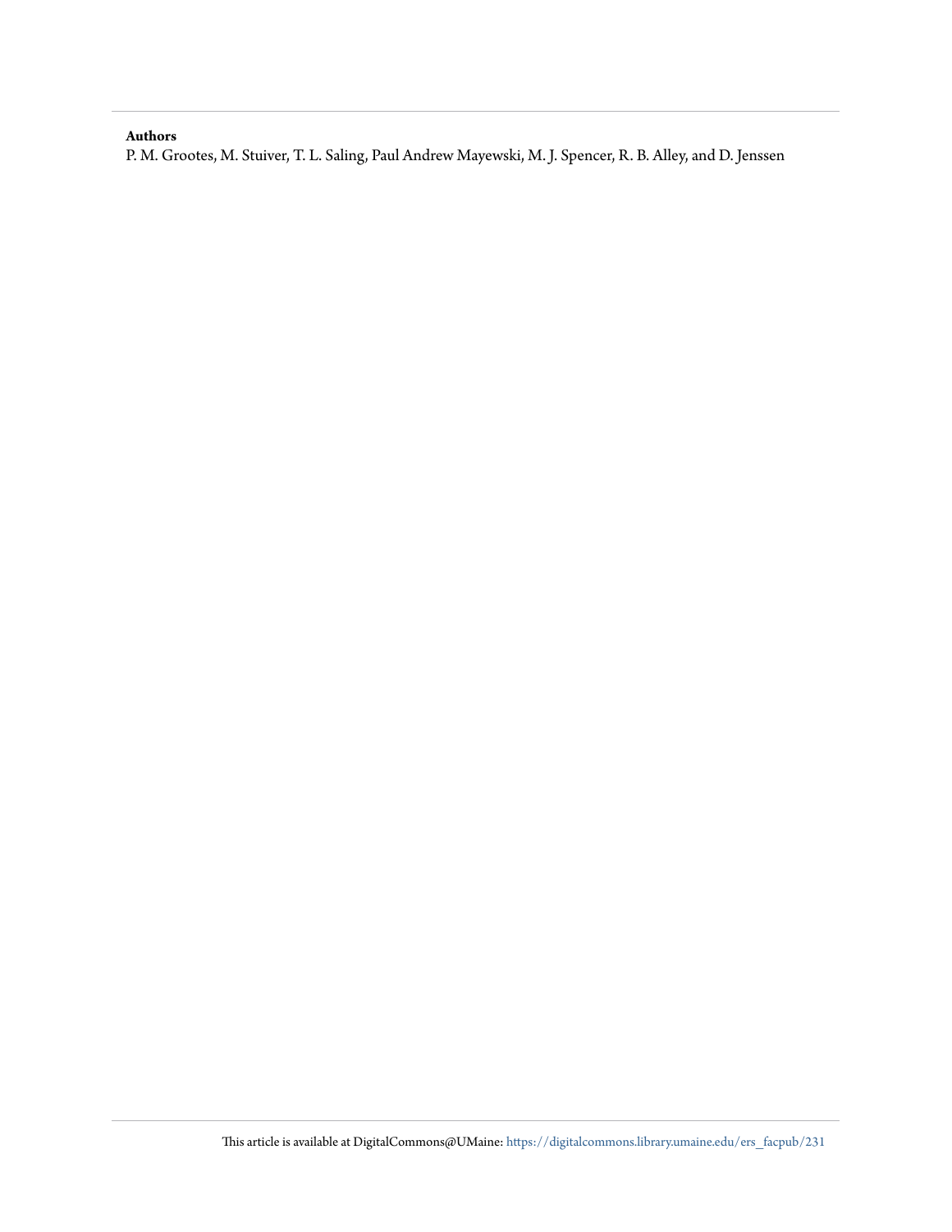**Authors**

P. M. Grootes, M. Stuiver, T. L. Saling, Paul Andrew Mayewski, M. J. Spencer, R. B. Alley, and D. Jenssen

This article is available at DigitalCommons@UMaine: https://digitalcommons.library.umaine.edu/ers_facpub/231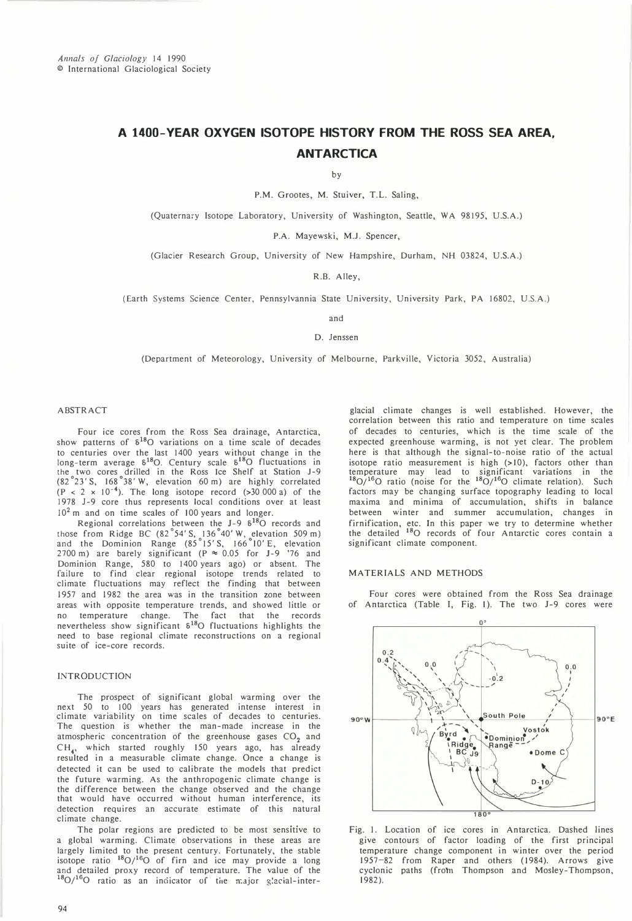*Annals of Glaciology* 14 1990
© International Glaciological Society

# A 1400-YEAR OXYGEN ISOTOPE HISTORY FROM THE ROSS SEA AREA, ANTARCTICA

by

P.M. Grootes, M. Stuiver, T.L. Saling,

(Quaternary Isotope Laboratory, University of Washington, Seattle, WA 98195, U.S.A.)

P.A. Mayewski, M.J. Spencer,

(Glacier Research Group, University of New Hampshire, Durham, NH 03824, U.S.A.)

R.B. Alley,

(Earth Systems Science Center, Pennsylvannia State University, University Park, PA 16802, U.S.A.)

and

D. Jenssen

(Department of Meteorology, University of Melbourne, Parkville, Victoria 3052, Australia)

## ABSTRACT

Four ice cores from the Ross Sea drainage, Antarctica, show patterns of $\delta^{18}O$ variations on a time scale of decades to centuries over the last 1400 years without change in the long-term average $\delta^{18}O$. Century scale $\delta^{18}O$ fluctuations in the two cores drilled in the Ross Ice Shelf at Station J-9 (82°23′ S, 168°38′ W, elevation 60 m) are highly correlated ($P < 2 \times 10^{-4}$). The long isotope record (>30 000 a) of the 1978 J-9 core thus represents local conditions over at least $10^2$ m and on time scales of 100 years and longer.

Regional correlations between the J-9 $\delta^{18}O$ records and those from Ridge BC (82°54′ S, 136°40′ W, elevation 509 m) and the Dominion Range (85°15′ S, 166°10′ E, elevation 2700 m) are barely significant ($P \approx 0.05$ for J-9 '76 and Dominion Range, 580 to 1400 years ago) or absent. The failure to find clear regional isotope trends related to climate fluctuations may reflect the finding that between 1957 and 1982 the area was in the transition zone between areas with opposite temperature trends, and showed little or no temperature change. The fact that the records nevertheless show significant $\delta^{18}O$ fluctuations highlights the need to base regional climate reconstructions on a regional suite of ice-core records.

## INTRODUCTION

The prospect of significant global warming over the next 50 to 100 years has generated intense interest in climate variability on time scales of decades to centuries. The question is whether the man-made increase in the atmospheric concentration of the greenhouse gases $CO_2$ and $CH_4$, which started roughly 150 years ago, has already resulted in a measurable climate change. Once a change is detected it can be used to calibrate the models that predict the future warming. As the anthropogenic climate change is the difference between the change observed and the change that would have occurred without human interference, its detection requires an accurate estimate of this natural climate change.

The polar regions are predicted to be most sensitive to a global warming. Climate observations in these areas are largely limited to the present century. Fortunately, the stable isotope ratio $^{18}O/^{16}O$ of firn and ice may provide a long and detailed proxy record of temperature. The value of the $^{18}O/^{16}O$ ratio as an indicator of the major glacial-interglacial climate changes is well established. However, the correlation between this ratio and temperature on time scales of decades to centuries, which is the time scale of the expected greenhouse warming, is not yet clear. The problem here is that although the signal-to-noise ratio of the actual isotope ratio measurement is high (>10), factors other than temperature may lead to significant variations in the $^{18}O/^{16}O$ ratio (noise for the $^{18}O/^{16}O$ climate relation). Such factors may be changing surface topography leading to local maxima and minima of accumulation, shifts in balance between winter and summer accumulation, changes in firnification, etc. In this paper we try to determine whether the detailed $^{18}O$ records of four Antarctic cores contain a significant climate component.

## MATERIALS AND METHODS

Four cores were obtained from the Ross Sea drainage of Antarctica (Table I, Fig. 1). The two J-9 cores were

Fig. 1. Location of ice cores in Antarctica. Dashed lines give contours of factor loading of the first principal temperature change component in winter over the period 1957–82 from Raper and others (1984). Arrows give cyclonic paths (from Thompson and Mosley-Thompson, 1982).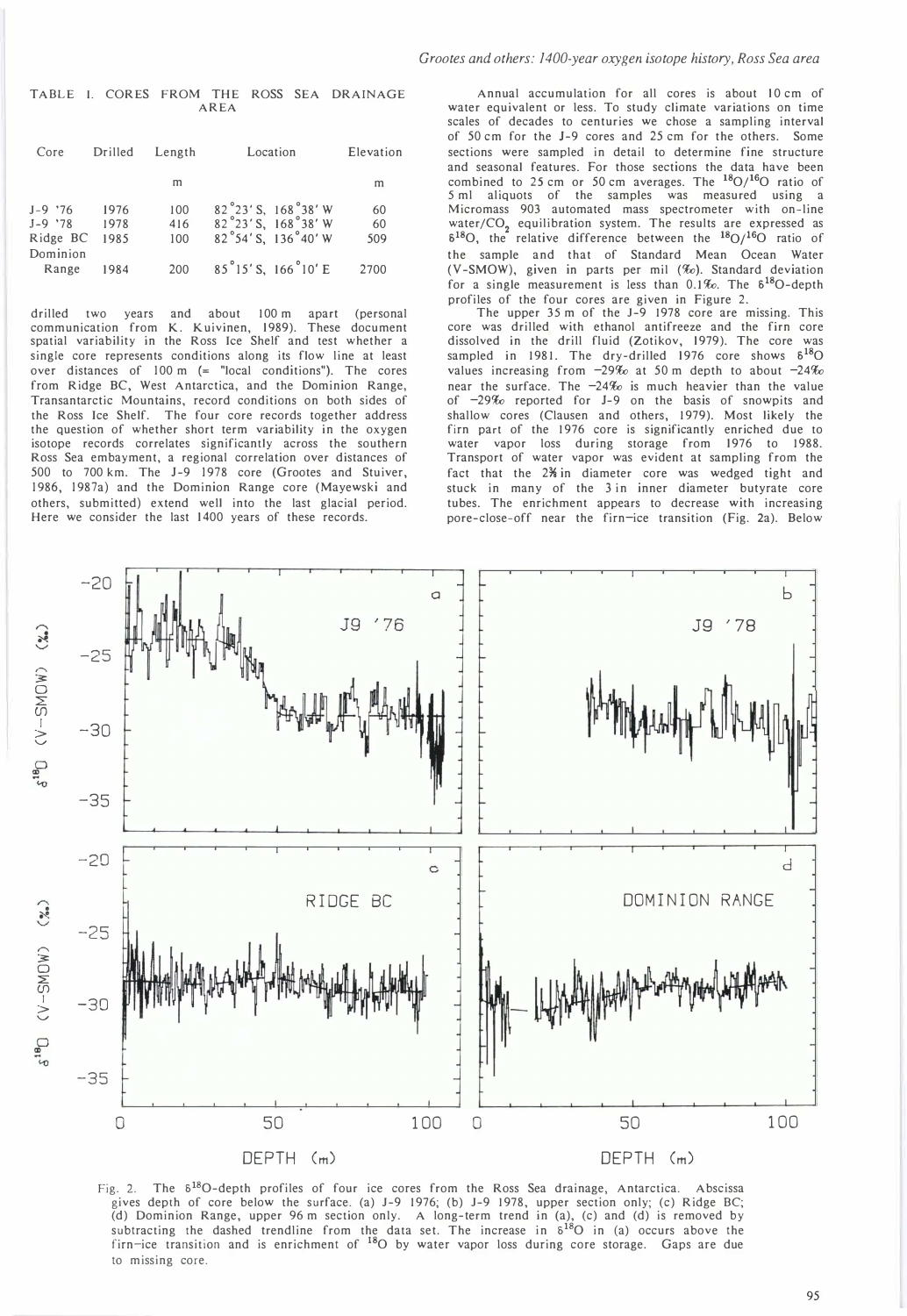TABLE 1. CORES FROM THE ROSS SEA DRAINAGE AREA

| Core | Drilled | Length | Location | Elevation |
|---|---|---|---|---|
| | | m | | m |
| J-9 '76 | 1976 | 100 | 82°23′ S, 168°38′ W | 60 |
| J-9 '78 | 1978 | 416 | 82°23′ S, 168°38′ W | 60 |
| Ridge BC | 1985 | 100 | 82°54′ S, 136°40′ W | 509 |
| Dominion Range | 1984 | 200 | 85°15′ S, 166°10′ E | 2700 |

drilled two years and about 100 m apart (personal communication from K. Kuivinen, 1989). These document spatial variability in the Ross Ice Shelf and test whether a single core represents conditions along its flow line at least over distances of 100 m (= "local conditions"). The cores from Ridge BC, West Antarctica, and the Dominion Range, Transantarctic Mountains, record conditions on both sides of the Ross Ice Shelf. The four core records together address the question of whether short term variability in the oxygen isotope records correlates significantly across the southern Ross Sea embayment, a regional correlation over distances of 500 to 700 km. The J-9 1978 core (Grootes and Stuiver, 1986, 1987a) and the Dominion Range core (Mayewski and others, submitted) extend well into the last glacial period. Here we consider the last 1400 years of these records.

Annual accumulation for all cores is about 10 cm of water equivalent or less. To study climate variations on time scales of decades to centuries we chose a sampling interval of 50 cm for the J-9 cores and 25 cm for the others. Some sections were sampled in detail to determine fine structure and seasonal features. For those sections the data have been combined to 25 cm or 50 cm averages. The $^{18}O/^{16}O$ ratio of 5 ml aliquots of the samples was measured using a Micromass 903 automated mass spectrometer with on-line water/$CO_2$ equilibration system. The results are expressed as $\delta^{18}O$, the relative difference between the $^{18}O/^{16}O$ ratio of the sample and that of Standard Mean Ocean Water (V-SMOW), given in parts per mil (‰). Standard deviation for a single measurement is less than 0.1‰. The $\delta^{18}O$-depth profiles of the four cores are given in Figure 2.

The upper 35 m of the J-9 1978 core are missing. This core was drilled with ethanol antifreeze and the firn core dissolved in the drill fluid (Zotikov, 1979). The core was sampled in 1981. The dry-drilled 1976 core shows $\delta^{18}O$ values increasing from −29‰ at 50 m depth to about −24‰ near the surface. The −24‰ is much heavier than the value of −29‰ reported for J-9 on the basis of snowpits and shallow cores (Clausen and others, 1979). Most likely the firn part of the 1976 core is significantly enriched due to water vapor loss during storage from 1976 to 1988. Transport of water vapor was evident at sampling from the fact that the 2⅜ in diameter core was wedged tight and stuck in many of the 3 in inner diameter butyrate core tubes. The enrichment appears to decrease with increasing pore-close-off near the firn–ice transition (Fig. 2a). Below

Fig. 2. The $\delta^{18}O$-depth profiles of four ice cores from the Ross Sea drainage, Antarctica. Abscissa gives depth of core below the surface. (a) J-9 1976; (b) J-9 1978, upper section only; (c) Ridge BC; (d) Dominion Range, upper 96 m section only. A long-term trend in (a), (c) and (d) is removed by subtracting the dashed trendline from the data set. The increase in $\delta^{18}O$ in (a) occurs above the firn–ice transition and is enrichment of $^{18}O$ by water vapor loss during core storage. Gaps are due to missing core.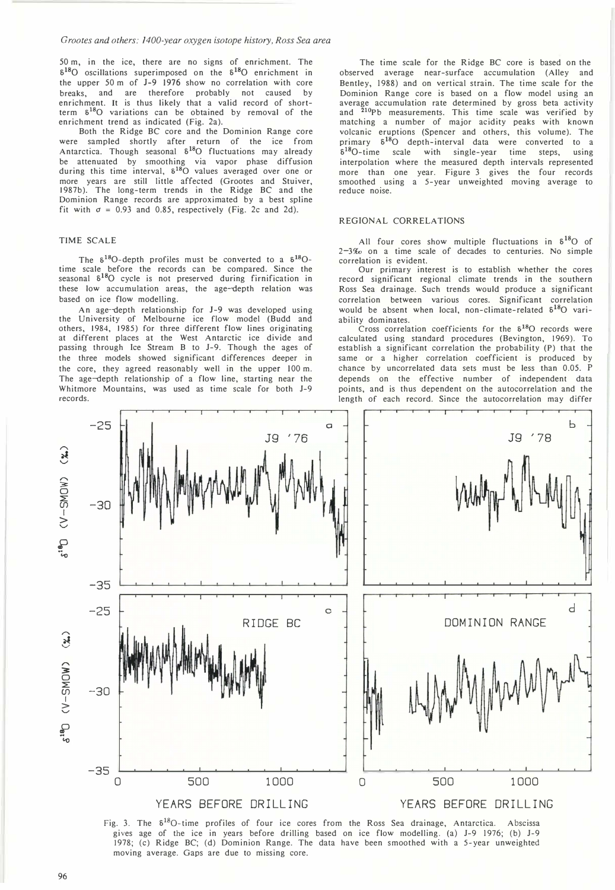50 m, in the ice, there are no signs of enrichment. The $\delta^{18}O$ oscillations superimposed on the $\delta^{18}O$ enrichment in the upper 50 m of J-9 1976 show no correlation with core breaks, and are therefore probably not caused by enrichment. It is thus likely that a valid record of short-term $\delta^{18}O$ variations can be obtained by removal of the enrichment trend as indicated (Fig. 2a).

Both the Ridge BC core and the Dominion Range core were sampled shortly after return of the ice from Antarctica. Though seasonal $\delta^{18}O$ fluctuations may already be attenuated by smoothing via vapor phase diffusion during this time interval, $\delta^{18}O$ values averaged over one or more years are still little affected (Grootes and Stuiver, 1987b). The long-term trends in the Ridge BC and the Dominion Range records are approximated by a best spline fit with $\sigma = 0.93$ and 0.85, respectively (Fig. 2c and 2d).

## TIME SCALE

The $\delta^{18}O$-depth profiles must be converted to a $\delta^{18}O$-time scale before the records can be compared. Since the seasonal $\delta^{18}O$ cycle is not preserved during firnification in these low accumulation areas, the age–depth relation was based on ice flow modelling.

An age–depth relationship for J-9 was developed using the University of Melbourne ice flow model (Budd and others, 1984, 1985) for three different flow lines originating at different places at the West Antarctic ice divide and passing through Ice Stream B to J-9. Though the ages of the three models showed significant differences deeper in the core, they agreed reasonably well in the upper 100 m. The age–depth relationship of a flow line, starting near the Whitmore Mountains, was used as time scale for both J-9 records.

The time scale for the Ridge BC core is based on the observed average near-surface accumulation (Alley and Bentley, 1988) and on vertical strain. The time scale for the Dominion Range core is based on a flow model using an average accumulation rate determined by gross beta activity and $^{210}Pb$ measurements. This time scale was verified by matching a number of major acidity peaks with known volcanic eruptions (Spencer and others, this volume). The primary $\delta^{18}O$ depth-interval data were converted to a $\delta^{18}O$-time scale with single-year time steps, using interpolation where the measured depth intervals represented more than one year. Figure 3 gives the four records smoothed using a 5-year unweighted moving average to reduce noise.

## REGIONAL CORRELATIONS

All four cores show multiple fluctuations in $\delta^{18}O$ of 2–3‰ on a time scale of decades to centuries. No simple correlation is evident.

Our primary interest is to establish whether the cores record significant regional climate trends in the southern Ross Sea drainage. Such trends would produce a significant correlation between various cores. Significant correlation would be absent when local, non-climate-related $\delta^{18}O$ variability dominates.

Cross correlation coefficients for the $\delta^{18}O$ records were calculated using standard procedures (Bevington, 1969). To establish a significant correlation the probability (P) that the same or a higher correlation coefficient is produced by chance by uncorrelated data sets must be less than 0.05. P depends on the effective number of independent data points, and is thus dependent on the autocorrelation and the length of each record. Since the autocorrelation may differ

Fig. 3. The $\delta^{18}O$-time profiles of four ice cores from the Ross Sea drainage, Antarctica. Abscissa gives age of the ice in years before drilling based on ice flow modelling. (a) J-9 1976; (b) J-9 1978; (c) Ridge BC; (d) Dominion Range. The data have been smoothed with a 5-year unweighted moving average. Gaps are due to missing core.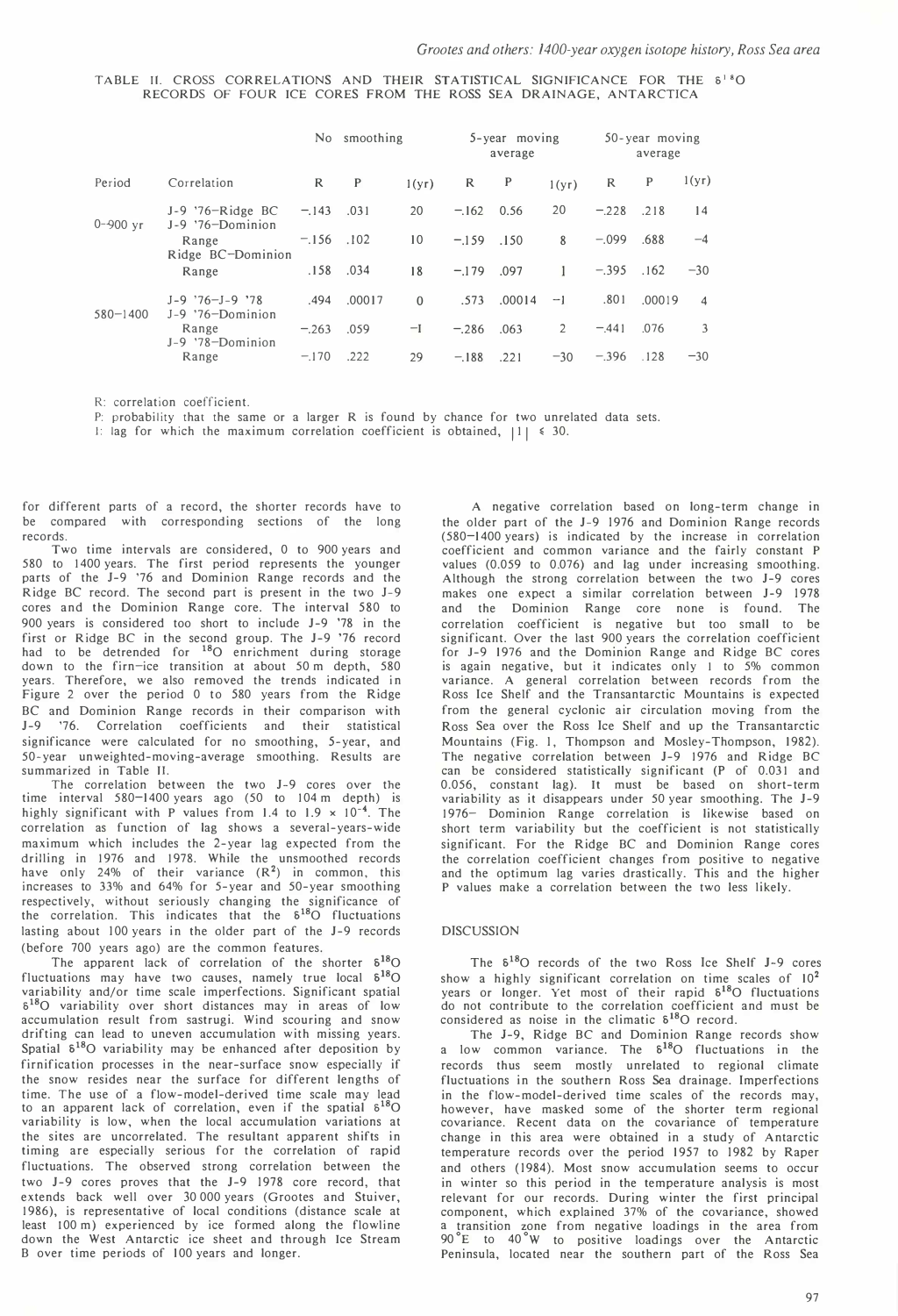TABLE II. CROSS CORRELATIONS AND THEIR STATISTICAL SIGNIFICANCE FOR THE $\delta^{18}O$ RECORDS OF FOUR ICE CORES FROM THE ROSS SEA DRAINAGE, ANTARCTICA

| Period | Correlation | No smoothing | | | 5-year moving average | | | 50-year moving average | | |
|---|---|---|---|---|---|---|---|---|---|---|
| | | R | P | l(yr) | R | P | l(yr) | R | P | l(yr) |
| 0–900 yr | J-9 '76–Ridge BC | −.143 | .031 | 20 | −.162 | 0.56 | 20 | −.228 | .218 | 14 |
| | J-9 '76–Dominion Range | −.156 | .102 | 10 | −.159 | .150 | 8 | −.099 | .688 | −4 |
| | Ridge BC–Dominion Range | .158 | .034 | 18 | −.179 | .097 | 1 | −.395 | .162 | −30 |
| 580–1400 | J-9 '76–J-9 '78 | .494 | .00017 | 0 | .573 | .00014 | −1 | .801 | .00019 | 4 |
| | J-9 '76–Dominion Range | −.263 | .059 | −1 | −.286 | .063 | 2 | −.441 | .076 | 3 |
| | J-9 '78–Dominion Range | −.170 | .222 | 29 | −.188 | .221 | −30 | −.396 | .128 | −30 |

R: correlation coefficient.
P: probability that the same or a larger R is found by chance for two unrelated data sets.
l: lag for which the maximum correlation coefficient is obtained, $|l| \leq 30$.

for different parts of a record, the shorter records have to be compared with corresponding sections of the long records.

Two time intervals are considered, 0 to 900 years and 580 to 1400 years. The first period represents the younger parts of the J-9 '76 and Dominion Range records and the Ridge BC record. The second part is present in the two J-9 cores and the Dominion Range core. The interval 580 to 900 years is considered too short to include J-9 '78 in the first or Ridge BC in the second group. The J-9 '76 record had to be detrended for $^{18}O$ enrichment during storage down to the firn–ice transition at about 50 m depth, 580 years. Therefore, we also removed the trends indicated in Figure 2 over the period 0 to 580 years from the Ridge BC and Dominion Range records in their comparison with J-9 '76. Correlation coefficients and their statistical significance were calculated for no smoothing, 5-year, and 50-year unweighted-moving-average smoothing. Results are summarized in Table II.

The correlation between the two J-9 cores over the time interval 580–1400 years ago (50 to 104 m depth) is highly significant with P values from 1.4 to $1.9 \times 10^{-4}$. The correlation as function of lag shows a several-years-wide maximum which includes the 2-year lag expected from the drilling in 1976 and 1978. While the unsmoothed records have only 24% of their variance ($R^2$) in common, this increases to 33% and 64% for 5-year and 50-year smoothing respectively, without seriously changing the significance of the correlation. This indicates that the $\delta^{18}O$ fluctuations lasting about 100 years in the older part of the J-9 records (before 700 years ago) are the common features.

The apparent lack of correlation of the shorter $\delta^{18}O$ fluctuations may have two causes, namely true local $\delta^{18}O$ variability and/or time scale imperfections. Significant spatial $\delta^{18}O$ variability over short distances may in areas of low accumulation result from sastrugi. Wind scouring and snow drifting can lead to uneven accumulation with missing years. Spatial $\delta^{18}O$ variability may be enhanced after deposition by firnification processes in the near-surface snow especially if the snow resides near the surface for different lengths of time. The use of a flow-model-derived time scale may lead to an apparent lack of correlation, even if the spatial $\delta^{18}O$ variability is low, when the local accumulation variations at the sites are uncorrelated. The resultant apparent shifts in timing are especially serious for the correlation of rapid fluctuations. The observed strong correlation between the two J-9 cores proves that the J-9 1978 core record, that extends back well over 30 000 years (Grootes and Stuiver, 1986), is representative of local conditions (distance scale at least 100 m) experienced by ice formed along the flowline down the West Antarctic ice sheet and through Ice Stream B over time periods of 100 years and longer.

A negative correlation based on long-term change in the older part of the J-9 1976 and Dominion Range records (580–1400 years) is indicated by the increase in correlation coefficient and common variance and the fairly constant P values (0.059 to 0.076) and lag under increasing smoothing. Although the strong correlation between the two J-9 cores makes one expect a similar correlation between J-9 1978 and the Dominion Range core none is found. The correlation coefficient is negative but too small to be significant. Over the last 900 years the correlation coefficient for J-9 1976 and the Dominion Range and Ridge BC cores is again negative, but it indicates only 1 to 5% common variance. A general correlation between records from the Ross Ice Shelf and the Transantarctic Mountains is expected from the general cyclonic air circulation moving from the Ross Sea over the Ross Ice Shelf and up the Transantarctic Mountains (Fig. 1, Thompson and Mosley-Thompson, 1982). The negative correlation between J-9 1976 and Ridge BC can be considered statistically significant (P of 0.031 and 0.056, constant lag). It must be based on short-term variability as it disappears under 50 year smoothing. The J-9 1976– Dominion Range correlation is likewise based on short term variability but the coefficient is not statistically significant. For the Ridge BC and Dominion Range cores the correlation coefficient changes from positive to negative and the optimum lag varies drastically. This and the higher P values make a correlation between the two less likely.

## DISCUSSION

The $\delta^{18}O$ records of the two Ross Ice Shelf J-9 cores show a highly significant correlation on time scales of $10^2$ years or longer. Yet most of their rapid $\delta^{18}O$ fluctuations do not contribute to the correlation coefficient and must be considered as noise in the climatic $\delta^{18}O$ record.

The J-9, Ridge BC and Dominion Range records show a low common variance. The $\delta^{18}O$ fluctuations in the records thus seem mostly unrelated to regional climate fluctuations in the southern Ross Sea drainage. Imperfections in the flow-model-derived time scales of the records may, however, have masked some of the shorter term regional covariance. Recent data on the covariance of temperature change in this area were obtained in a study of Antarctic temperature records over the period 1957 to 1982 by Raper and others (1984). Most snow accumulation seems to occur in winter so this period in the temperature analysis is most relevant for our records. During winter the first principal component, which explained 37% of the covariance, showed a transition zone from negative loadings in the area from 90°E to 40°W to positive loadings over the Antarctic Peninsula, located near the southern part of the Ross Sea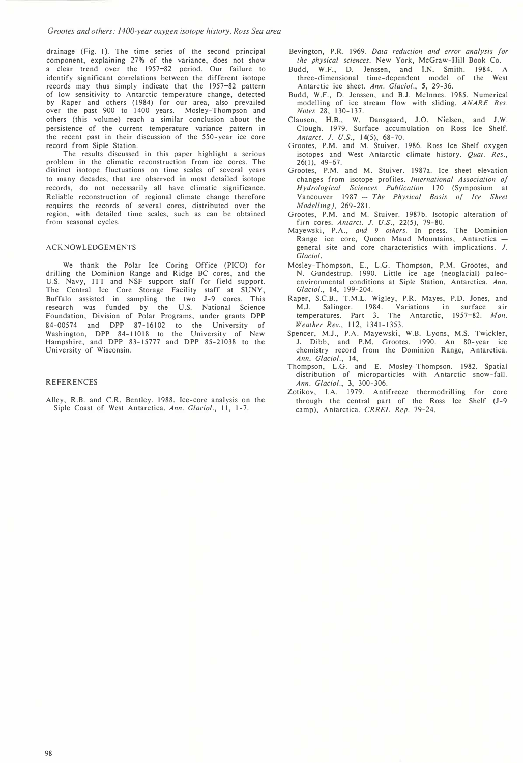drainage (Fig. 1). The time series of the second principal component, explaining 27% of the variance, does not show a clear trend over the 1957–82 period. Our failure to identify significant correlations between the different isotope records may thus simply indicate that the 1957–82 pattern of low sensitivity to Antarctic temperature change, detected by Raper and others (1984) for our area, also prevailed over the past 900 to 1400 years. Mosley-Thompson and others (this volume) reach a similar conclusion about the persistence of the current temperature variance pattern in the recent past in their discussion of the 550-year ice core record from Siple Station.

The results discussed in this paper highlight a serious problem in the climatic reconstruction from ice cores. The distinct isotope fluctuations on time scales of several years to many decades, that are observed in most detailed isotope records, do not necessarily all have climatic significance. Reliable reconstruction of regional climate change therefore requires the records of several cores, distributed over the region, with detailed time scales, such as can be obtained from seasonal cycles.

## ACKNOWLEDGEMENTS

We thank the Polar Ice Coring Office (PICO) for drilling the Dominion Range and Ridge BC cores, and the U.S. Navy, ITT and NSF support staff for field support. The Central Ice Core Storage Facility staff at SUNY, Buffalo assisted in sampling the two J-9 cores. This research was funded by the U.S. National Science Foundation, Division of Polar Programs, under grants DPP 84-00574 and DPP 87-16102 to the University of Washington, DPP 84-11018 to the University of New Hampshire, and DPP 83-15777 and DPP 85-21038 to the University of Wisconsin.

## REFERENCES

Alley, R.B. and C.R. Bentley. 1988. Ice-core analysis on the Siple Coast of West Antarctica. *Ann. Glaciol.*, **11**, 1-7.

Bevington, P.R. 1969. *Data reduction and error analysis for the physical sciences.* New York, McGraw-Hill Book Co.

Budd, W.F., D. Jenssen, and I.N. Smith. 1984. A three-dimensional time-dependent model of the West Antarctic ice sheet. *Ann. Glaciol.*, **5**, 29-36.

Budd, W.F., D. Jenssen, and B.J. McInnes. 1985. Numerical modelling of ice stream flow with sliding. *ANARE Res. Notes* 28, 130-137.

Clausen, H.B., W. Dansgaard, J.O. Nielsen, and J.W. Clough. 1979. Surface accumulation on Ross Ice Shelf. *Antarct. J. U.S.*, **14**(5), 68-70.

Grootes, P.M. and M. Stuiver. 1986. Ross Ice Shelf oxygen isotopes and West Antarctic climate history. *Quat. Res.*, 26(1), 49-67.

Grootes, P.M. and M. Stuiver. 1987a. Ice sheet elevation changes from isotope profiles. *International Association of Hydrological Sciences Publication* 170 (Symposium at Vancouver 1987 — *The Physical Basis of Ice Sheet Modelling*), 269-281.

Grootes, P.M. and M. Stuiver. 1987b. Isotopic alteration of firn cores. *Antarct. J. U.S.*, 22(5), 79-80.

Mayewski, P.A., *and 9 others.* In press. The Dominion Range ice core, Queen Maud Mountains, Antarctica — general site and core characteristics with implications. *J. Glaciol.*

Mosley-Thompson, E., L.G. Thompson, P.M. Grootes, and N. Gundestrup. 1990. Little ice age (neoglacial) paleo-environmental conditions at Siple Station, Antarctica. *Ann. Glaciol.*, **14**, 199-204.

Raper, S.C.B., T.M.L. Wigley, P.R. Mayes, P.D. Jones, and M.J. Salinger. 1984. Variations in surface air temperatures. Part 3. The Antarctic, 1957–82. *Mon. Weather Rev.*, **112**, 1341-1353.

Spencer, M.J., P.A. Mayewski, W.B. Lyons, M.S. Twickler, J. Dibb, and P.M. Grootes. 1990. An 80-year ice chemistry record from the Dominion Range, Antarctica. *Ann. Glaciol.*, **14**,

Thompson, L.G. and E. Mosley-Thompson. 1982. Spatial distribution of microparticles with Antarctic snow-fall. *Ann. Glaciol.*, **3**, 300-306.

Zotikov, I.A. 1979. Antifreeze thermodrilling for core through the central part of the Ross Ice Shelf (J-9 camp), Antarctica. *CRREL Rep.* 79-24.